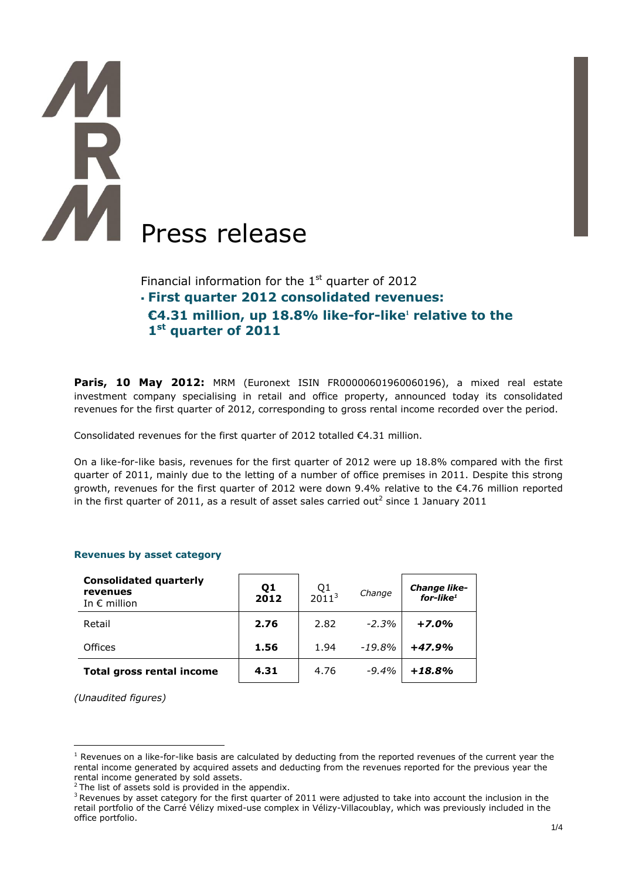# Press release

Financial information for the 1st quarter of 2012

- **First quarter 2012 consolidated revenues: €4.31 million, up 18.8% like-for-like[1] relative to the 1st quarter of 2011**

**Paris, 10 May 2012:** MRM (Euronext ISIN FR00000601960060196), a mixed real estate investment company specialising in retail and office property, announced today its consolidated revenues for the first quarter of 2012, corresponding to gross rental income recorded over the period.

Consolidated revenues for the first quarter of 2012 totalled €4.31 million.

On a like-for-like basis, revenues for the first quarter of 2012 were up 18.8% compared with the first quarter of 2011, mainly due to the letting of a number of office premises in 2011. Despite this strong growth, revenues for the first quarter of 2012 were down 9.4% relative to the €4.76 million reported in the first quarter of 2011, as a result of asset sales carried out[2] since 1 January 2011

### Revenues by asset category

| **Consolidated quarterly revenues** In € million | **Q1 2012** | Q1 2011[3] | *Change* | ***Change like-for-like[1]*** |
|---|---|---|---|---|
| Retail | **2.76** | 2.82 | *-2.3%* | ***+7.0%*** |
| Offices | **1.56** | 1.94 | *-19.8%* | ***+47.9%*** |
| **Total gross rental income** | **4.31** | 4.76 | *-9.4%* | ***+18.8%*** |

*(Unaudited figures)*

---

[1] Revenues on a like-for-like basis are calculated by deducting from the reported revenues of the current year the rental income generated by acquired assets and deducting from the revenues reported for the previous year the rental income generated by sold assets.

[2] The list of assets sold is provided in the appendix.

[3] Revenues by asset category for the first quarter of 2011 were adjusted to take into account the inclusion in the retail portfolio of the Carré Vélizy mixed-use complex in Vélizy-Villacoublay, which was previously included in the office portfolio.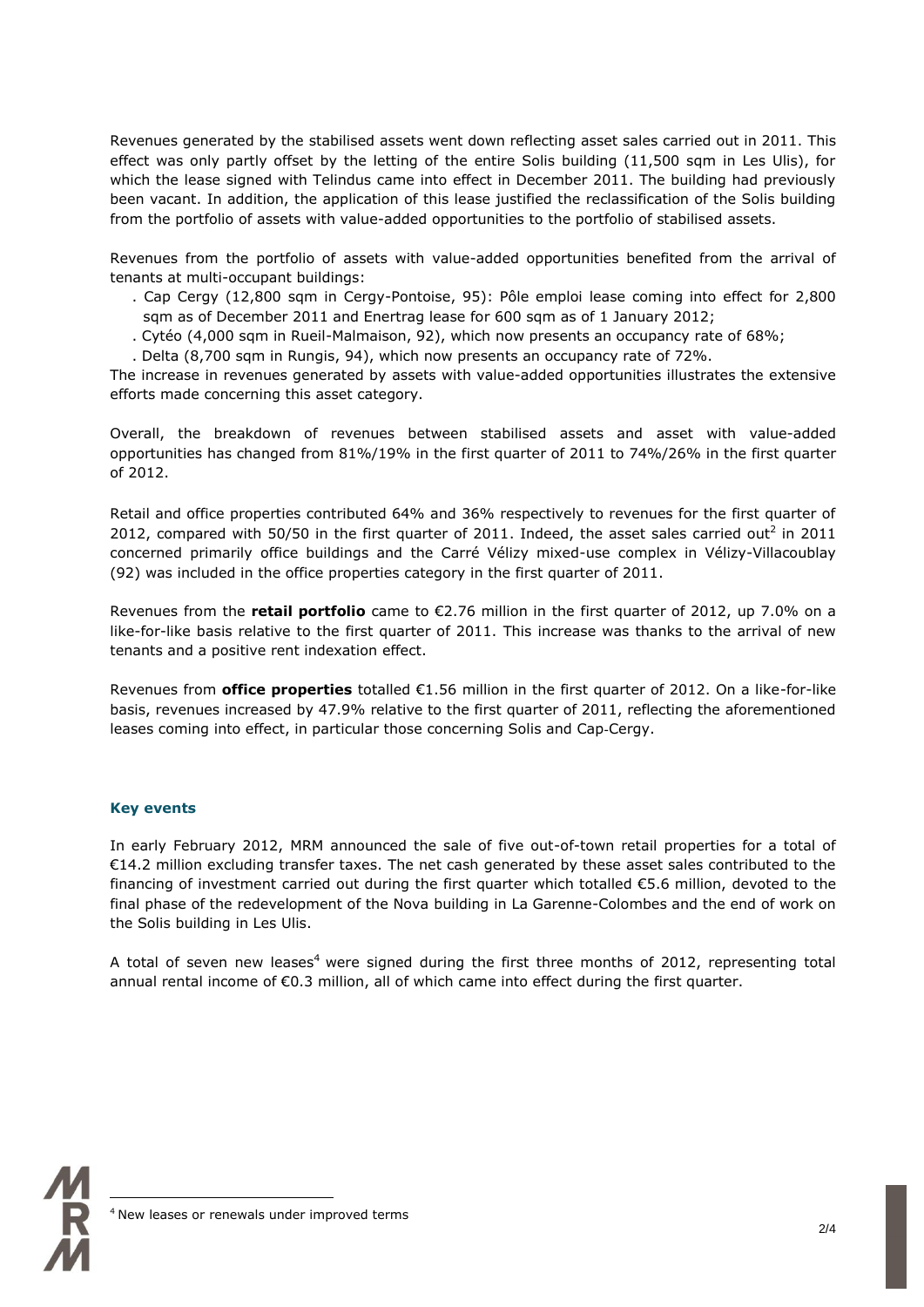Revenues generated by the stabilised assets went down reflecting asset sales carried out in 2011. This effect was only partly offset by the letting of the entire Solis building (11,500 sqm in Les Ulis), for which the lease signed with Telindus came into effect in December 2011. The building had previously been vacant. In addition, the application of this lease justified the reclassification of the Solis building from the portfolio of assets with value-added opportunities to the portfolio of stabilised assets.

Revenues from the portfolio of assets with value-added opportunities benefited from the arrival of tenants at multi-occupant buildings:

- Cap Cergy (12,800 sqm in Cergy-Pontoise, 95): Pôle emploi lease coming into effect for 2,800 sqm as of December 2011 and Enertrag lease for 600 sqm as of 1 January 2012;
- Cytéo (4,000 sqm in Rueil-Malmaison, 92), which now presents an occupancy rate of 68%;
- Delta (8,700 sqm in Rungis, 94), which now presents an occupancy rate of 72%.

The increase in revenues generated by assets with value-added opportunities illustrates the extensive efforts made concerning this asset category.

Overall, the breakdown of revenues between stabilised assets and asset with value-added opportunities has changed from 81%/19% in the first quarter of 2011 to 74%/26% in the first quarter of 2012.

Retail and office properties contributed 64% and 36% respectively to revenues for the first quarter of 2012, compared with 50/50 in the first quarter of 2011. Indeed, the asset sales carried out[2] in 2011 concerned primarily office buildings and the Carré Vélizy mixed-use complex in Vélizy-Villacoublay (92) was included in the office properties category in the first quarter of 2011.

Revenues from the **retail portfolio** came to €2.76 million in the first quarter of 2012, up 7.0% on a like-for-like basis relative to the first quarter of 2011. This increase was thanks to the arrival of new tenants and a positive rent indexation effect.

Revenues from **office properties** totalled €1.56 million in the first quarter of 2012. On a like-for-like basis, revenues increased by 47.9% relative to the first quarter of 2011, reflecting the aforementioned leases coming into effect, in particular those concerning Solis and Cap-Cergy.

## Key events

In early February 2012, MRM announced the sale of five out-of-town retail properties for a total of €14.2 million excluding transfer taxes. The net cash generated by these asset sales contributed to the financing of investment carried out during the first quarter which totalled €5.6 million, devoted to the final phase of the redevelopment of the Nova building in La Garenne-Colombes and the end of work on the Solis building in Les Ulis.

A total of seven new leases[4] were signed during the first three months of 2012, representing total annual rental income of €0.3 million, all of which came into effect during the first quarter.

[4] New leases or renewals under improved terms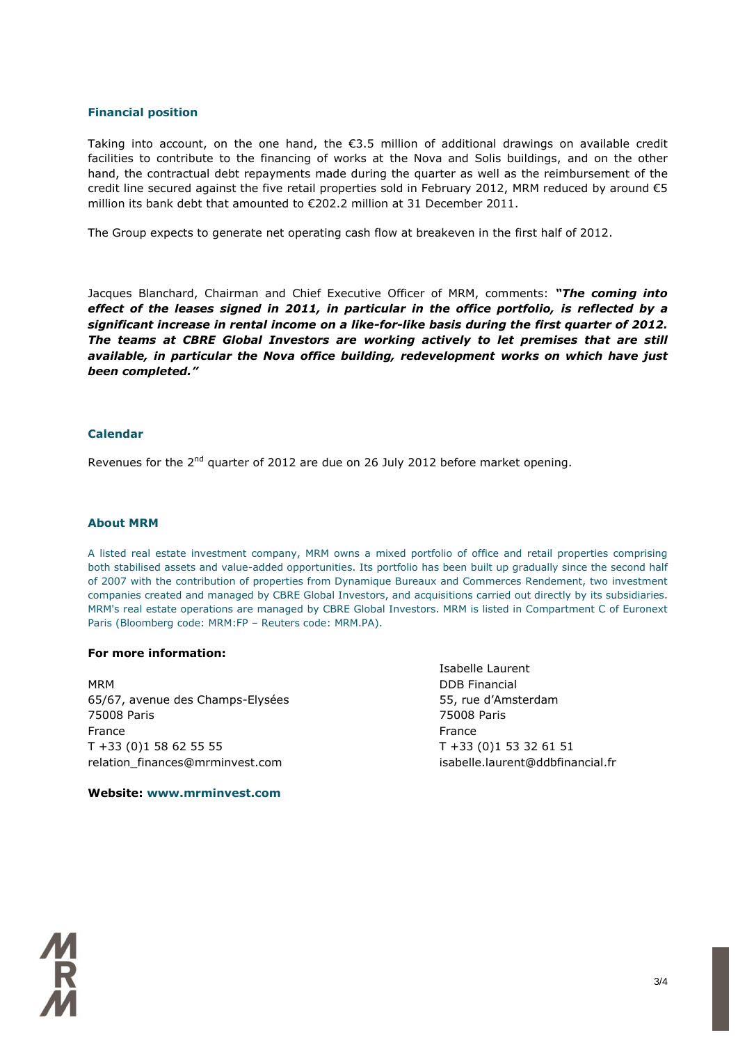### Financial position

Taking into account, on the one hand, the €3.5 million of additional drawings on available credit facilities to contribute to the financing of works at the Nova and Solis buildings, and on the other hand, the contractual debt repayments made during the quarter as well as the reimbursement of the credit line secured against the five retail properties sold in February 2012, MRM reduced by around €5 million its bank debt that amounted to €202.2 million at 31 December 2011.

The Group expects to generate net operating cash flow at breakeven in the first half of 2012.

Jacques Blanchard, Chairman and Chief Executive Officer of MRM, comments: ***"The coming into effect of the leases signed in 2011, in particular in the office portfolio, is reflected by a significant increase in rental income on a like-for-like basis during the first quarter of 2012. The teams at CBRE Global Investors are working actively to let premises that are still available, in particular the Nova office building, redevelopment works on which have just been completed."***

### Calendar

Revenues for the 2nd quarter of 2012 are due on 26 July 2012 before market opening.

### About MRM

A listed real estate investment company, MRM owns a mixed portfolio of office and retail properties comprising both stabilised assets and value-added opportunities. Its portfolio has been built up gradually since the second half of 2007 with the contribution of properties from Dynamique Bureaux and Commerces Rendement, two investment companies created and managed by CBRE Global Investors, and acquisitions carried out directly by its subsidiaries. MRM's real estate operations are managed by CBRE Global Investors. MRM is listed in Compartment C of Euronext Paris (Bloomberg code: MRM:FP – Reuters code: MRM.PA).

**For more information:**

MRM
65/67, avenue des Champs-Elysées
75008 Paris
France
T +33 (0)1 58 62 55 55
relation_finances@mrminvest.com

Isabelle Laurent
DDB Financial
55, rue d'Amsterdam
75008 Paris
France
T +33 (0)1 53 32 61 51
isabelle.laurent@ddbfinancial.fr

**Website: www.mrminvest.com**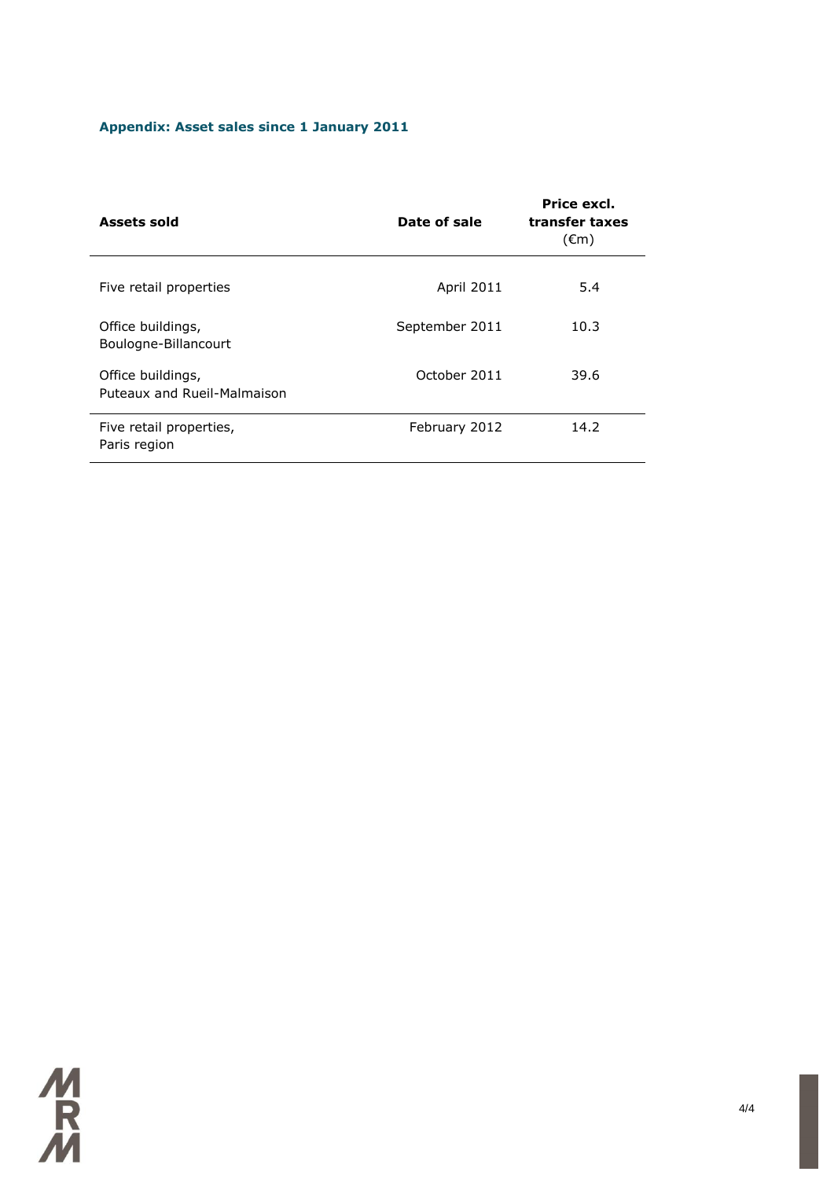### Appendix: Asset sales since 1 January 2011

| Assets sold | Date of sale | Price excl. transfer taxes (€m) |
|---|---|---|
| Five retail properties | April 2011 | 5.4 |
| Office buildings, Boulogne-Billancourt | September 2011 | 10.3 |
| Office buildings, Puteaux and Rueil-Malmaison | October 2011 | 39.6 |
| Five retail properties, Paris region | February 2012 | 14.2 |